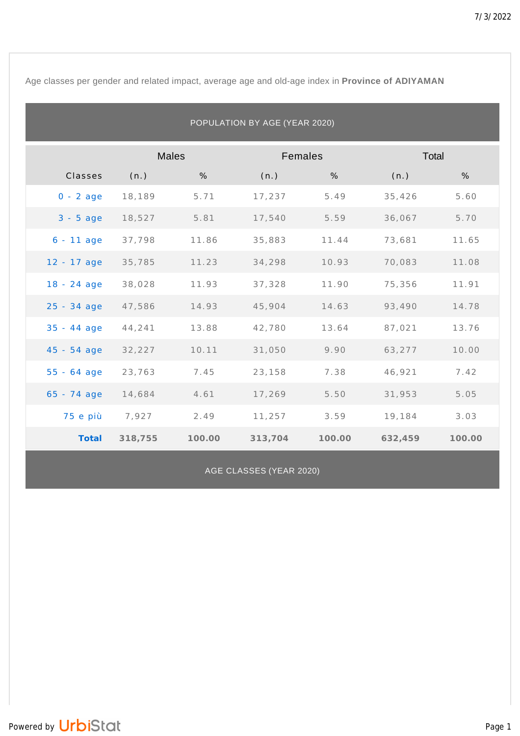Age classes per gender and related impact, average age and old-age index in **Province of ADIYAMAN**

POPULATION BY AGE (YEAR 2020)

| | Males | | Females | | Total | |
|---|---|---|---|---|---|---|
| Classes | (n.) | % | (n.) | % | (n.) | % |
| 0 - 2 age | 18,189 | 5.71 | 17,237 | 5.49 | 35,426 | 5.60 |
| 3 - 5 age | 18,527 | 5.81 | 17,540 | 5.59 | 36,067 | 5.70 |
| 6 - 11 age | 37,798 | 11.86 | 35,883 | 11.44 | 73,681 | 11.65 |
| 12 - 17 age | 35,785 | 11.23 | 34,298 | 10.93 | 70,083 | 11.08 |
| 18 - 24 age | 38,028 | 11.93 | 37,328 | 11.90 | 75,356 | 11.91 |
| 25 - 34 age | 47,586 | 14.93 | 45,904 | 14.63 | 93,490 | 14.78 |
| 35 - 44 age | 44,241 | 13.88 | 42,780 | 13.64 | 87,021 | 13.76 |
| 45 - 54 age | 32,227 | 10.11 | 31,050 | 9.90 | 63,277 | 10.00 |
| 55 - 64 age | 23,763 | 7.45 | 23,158 | 7.38 | 46,921 | 7.42 |
| 65 - 74 age | 14,684 | 4.61 | 17,269 | 5.50 | 31,953 | 5.05 |
| 75 e più | 7,927 | 2.49 | 11,257 | 3.59 | 19,184 | 3.03 |
| **Total** | **318,755** | **100.00** | **313,704** | **100.00** | **632,459** | **100.00** |

AGE CLASSES (YEAR 2020)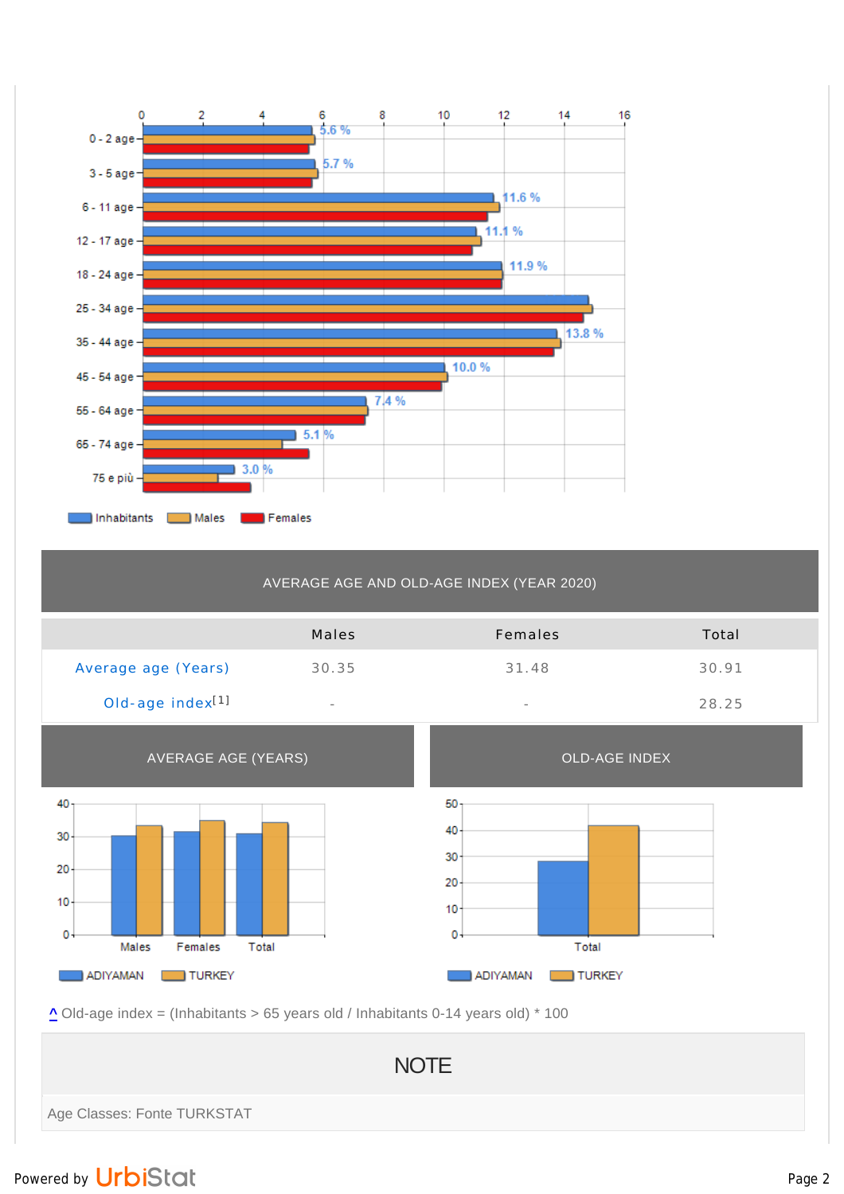## AVERAGE AGE AND OLD-AGE INDEX (YEAR 2020)

| | Males | Females | Total |
|---|---|---|---|
| Average age (Years) | 30.35 | 31.48 | 30.91 |
| Old-age index[1] | - | - | 28.25 |

^ Old-age index = (Inhabitants > 65 years old / Inhabitants 0-14 years old) * 100

## NOTE

Age Classes: Fonte TURKSTAT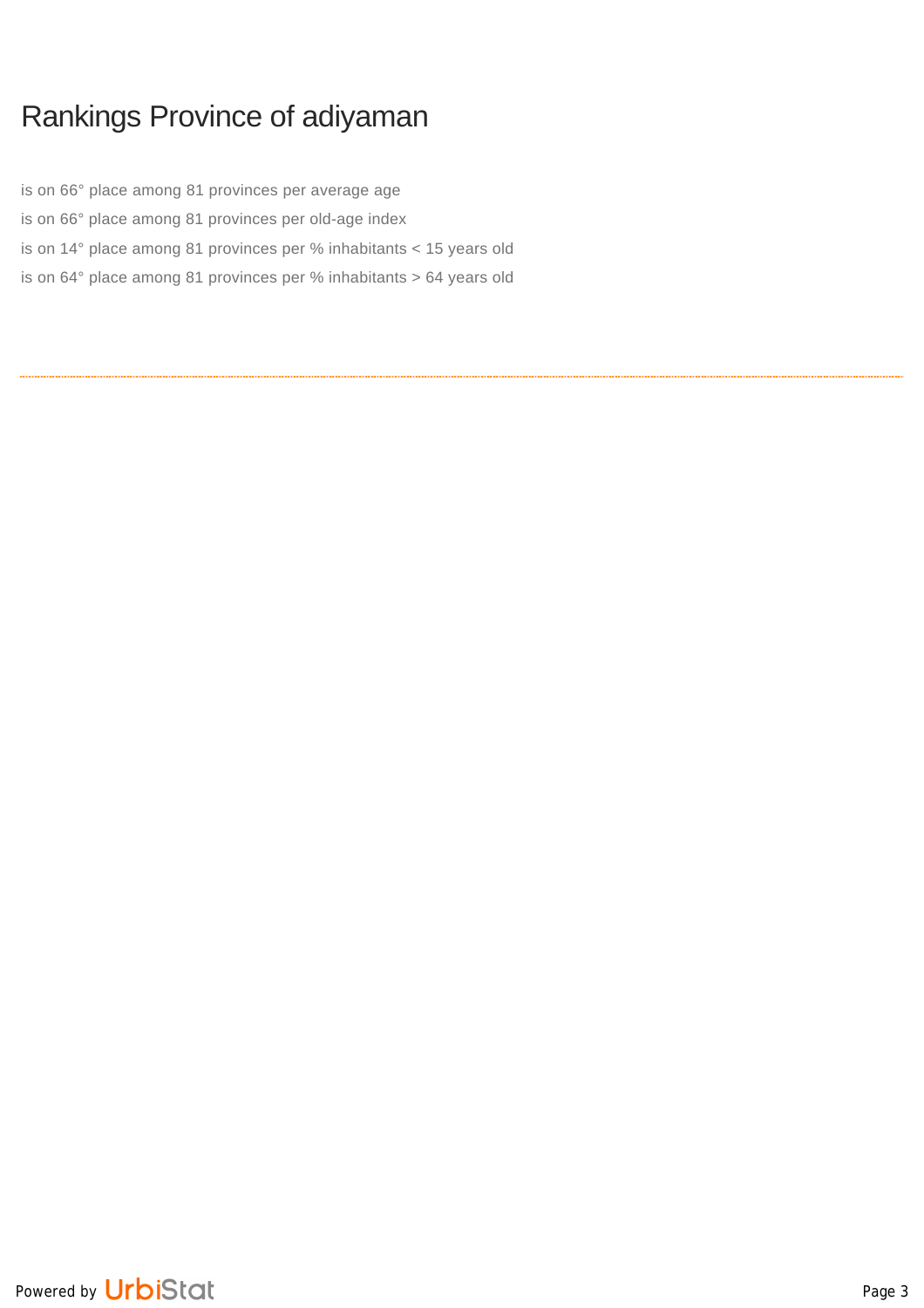# Rankings Province of adiyaman

is on 66° place among 81 provinces per average age

is on 66° place among 81 provinces per old-age index

is on 14° place among 81 provinces per % inhabitants < 15 years old

is on 64° place among 81 provinces per % inhabitants > 64 years old